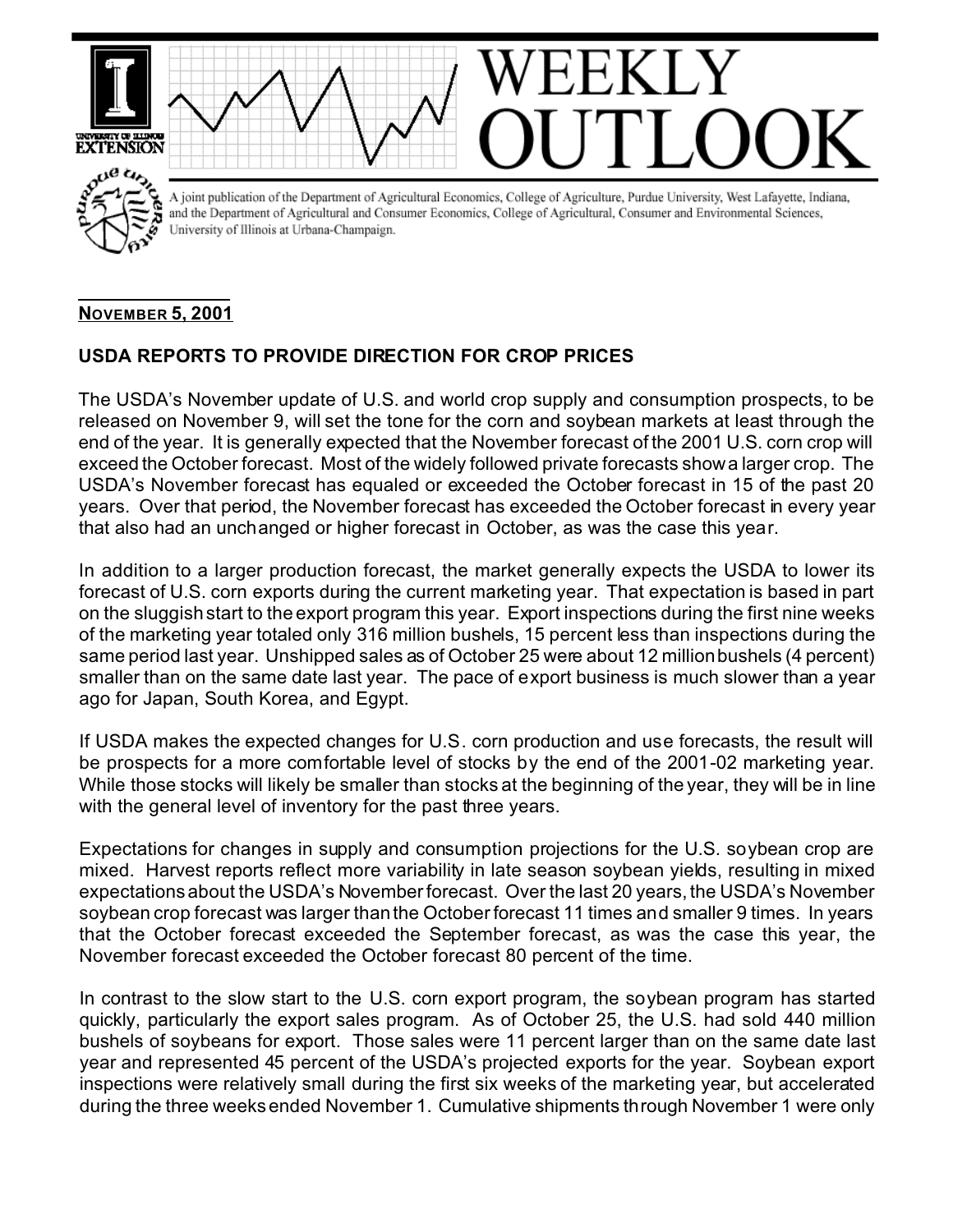# WEEKLY OUTLOOK

A joint publication of the Department of Agricultural Economics, College of Agriculture, Purdue University, West Lafayette, Indiana, and the Department of Agricultural and Consumer Economics, College of Agricultural, Consumer and Environmental Sciences, University of Illinois at Urbana-Champaign.

**NOVEMBER 5, 2001**

## USDA REPORTS TO PROVIDE DIRECTION FOR CROP PRICES

The USDA's November update of U.S. and world crop supply and consumption prospects, to be released on November 9, will set the tone for the corn and soybean markets at least through the end of the year. It is generally expected that the November forecast of the 2001 U.S. corn crop will exceed the October forecast. Most of the widely followed private forecasts show a larger crop. The USDA's November forecast has equaled or exceeded the October forecast in 15 of the past 20 years. Over that period, the November forecast has exceeded the October forecast in every year that also had an unchanged or higher forecast in October, as was the case this year.

In addition to a larger production forecast, the market generally expects the USDA to lower its forecast of U.S. corn exports during the current marketing year. That expectation is based in part on the sluggish start to the export program this year. Export inspections during the first nine weeks of the marketing year totaled only 316 million bushels, 15 percent less than inspections during the same period last year. Unshipped sales as of October 25 were about 12 million bushels (4 percent) smaller than on the same date last year. The pace of export business is much slower than a year ago for Japan, South Korea, and Egypt.

If USDA makes the expected changes for U.S. corn production and use forecasts, the result will be prospects for a more comfortable level of stocks by the end of the 2001-02 marketing year. While those stocks will likely be smaller than stocks at the beginning of the year, they will be in line with the general level of inventory for the past three years.

Expectations for changes in supply and consumption projections for the U.S. soybean crop are mixed. Harvest reports reflect more variability in late season soybean yields, resulting in mixed expectations about the USDA's November forecast. Over the last 20 years, the USDA's November soybean crop forecast was larger than the October forecast 11 times and smaller 9 times. In years that the October forecast exceeded the September forecast, as was the case this year, the November forecast exceeded the October forecast 80 percent of the time.

In contrast to the slow start to the U.S. corn export program, the soybean program has started quickly, particularly the export sales program. As of October 25, the U.S. had sold 440 million bushels of soybeans for export. Those sales were 11 percent larger than on the same date last year and represented 45 percent of the USDA's projected exports for the year. Soybean export inspections were relatively small during the first six weeks of the marketing year, but accelerated during the three weeks ended November 1. Cumulative shipments through November 1 were only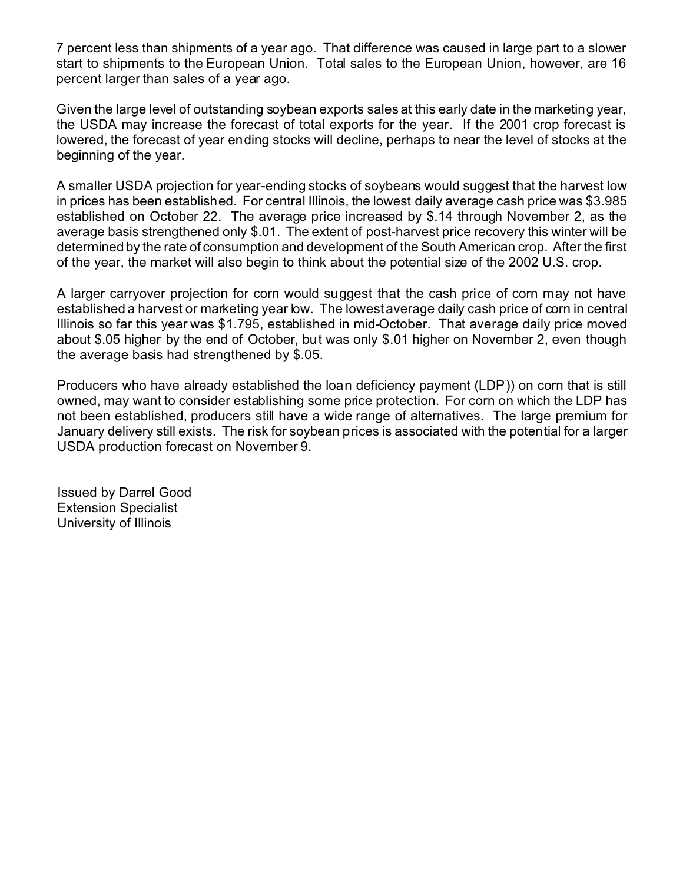7 percent less than shipments of a year ago. That difference was caused in large part to a slower start to shipments to the European Union. Total sales to the European Union, however, are 16 percent larger than sales of a year ago.

Given the large level of outstanding soybean exports sales at this early date in the marketing year, the USDA may increase the forecast of total exports for the year. If the 2001 crop forecast is lowered, the forecast of year ending stocks will decline, perhaps to near the level of stocks at the beginning of the year.

A smaller USDA projection for year-ending stocks of soybeans would suggest that the harvest low in prices has been established. For central Illinois, the lowest daily average cash price was $3.985 established on October 22. The average price increased by $.14 through November 2, as the average basis strengthened only $.01. The extent of post-harvest price recovery this winter will be determined by the rate of consumption and development of the South American crop. After the first of the year, the market will also begin to think about the potential size of the 2002 U.S. crop.

A larger carryover projection for corn would suggest that the cash price of corn may not have established a harvest or marketing year low. The lowest average daily cash price of corn in central Illinois so far this year was $1.795, established in mid-October. That average daily price moved about $.05 higher by the end of October, but was only $.01 higher on November 2, even though the average basis had strengthened by $.05.

Producers who have already established the loan deficiency payment (LDP)) on corn that is still owned, may want to consider establishing some price protection. For corn on which the LDP has not been established, producers still have a wide range of alternatives. The large premium for January delivery still exists. The risk for soybean prices is associated with the potential for a larger USDA production forecast on November 9.

Issued by Darrel Good  
Extension Specialist  
University of Illinois